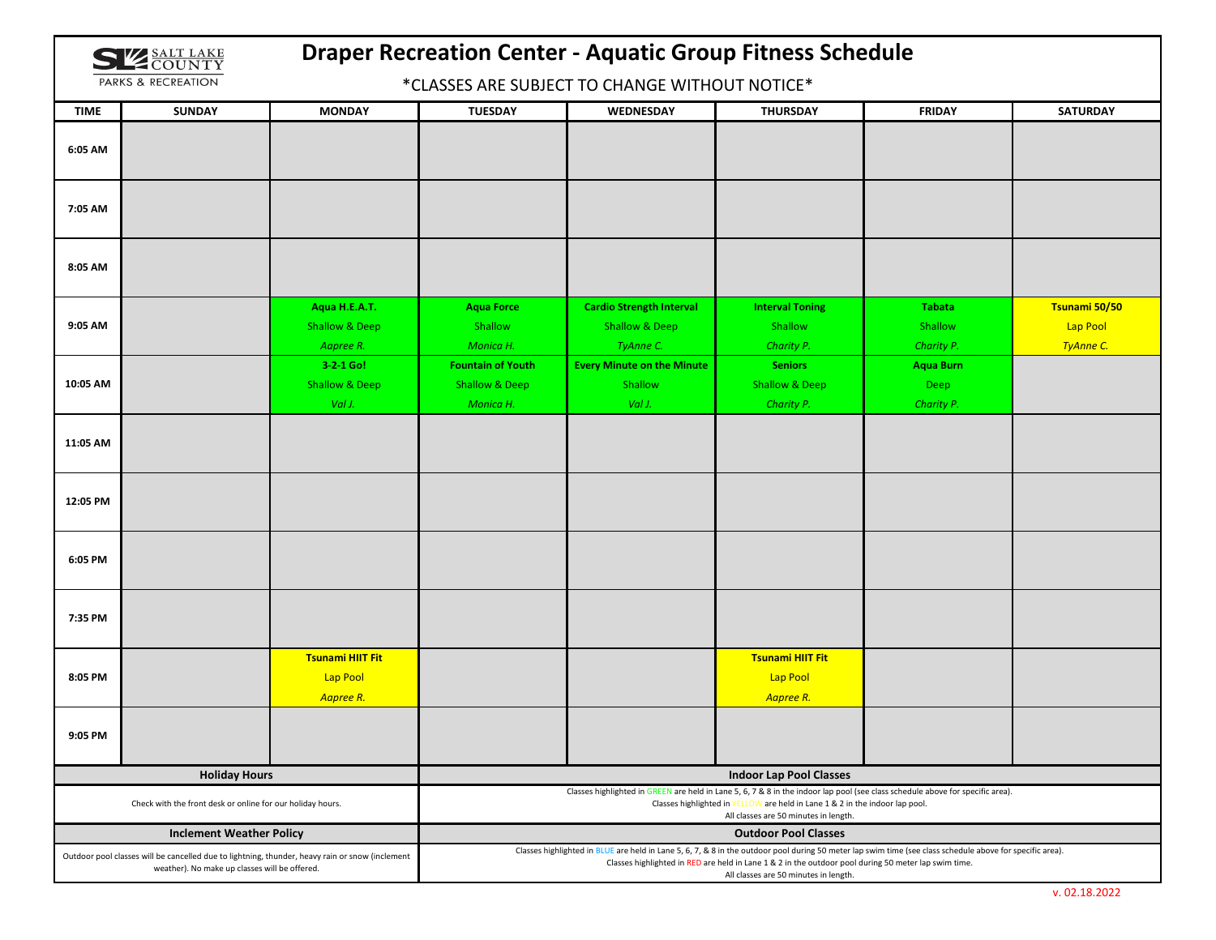# Draper Recreation Center - Aquatic Group Fitness Schedule

SALT LAKE COUNTY PARKS & RECREATION

*CLASSES ARE SUBJECT TO CHANGE WITHOUT NOTICE*

| TIME | SUNDAY | MONDAY | TUESDAY | WEDNESDAY | THURSDAY | FRIDAY | SATURDAY |
|---|---|---|---|---|---|---|---|
| 6:05 AM | | | | | | | |
| 7:05 AM | | | | | | | |
| 8:05 AM | | | | | | | |
| 9:05 AM | | **Aqua H.E.A.T.**<br>Shallow & Deep<br>*Aapree R.* | **Aqua Force**<br>Shallow<br>*Monica H.* | **Cardio Strength Interval**<br>Shallow & Deep<br>*TyAnne C.* | **Interval Toning**<br>Shallow<br>*Charity P.* | **Tabata**<br>Shallow<br>*Charity P.* | **Tsunami 50/50**<br>Lap Pool<br>*TyAnne C.* |
| 10:05 AM | | **3-2-1 Go!**<br>Shallow & Deep<br>*Val J.* | **Fountain of Youth**<br>Shallow & Deep<br>*Monica H.* | **Every Minute on the Minute**<br>Shallow<br>*Val J.* | **Seniors**<br>Shallow & Deep<br>*Charity P.* | **Aqua Burn**<br>Deep<br>*Charity P.* | |
| 11:05 AM | | | | | | | |
| 12:05 PM | | | | | | | |
| 6:05 PM | | | | | | | |
| 7:35 PM | | | | | | | |
| 8:05 PM | | **Tsunami HIIT Fit**<br>Lap Pool<br>*Aapree R.* | | | **Tsunami HIIT Fit**<br>Lap Pool<br>*Aapree R.* | | |
| 9:05 PM | | | | | | | |

**Holiday Hours**

Check with the front desk or online for our holiday hours.

**Indoor Lap Pool Classes**

Classes highlighted in GREEN are held in Lane 5, 6, 7 & 8 in the indoor lap pool (see class schedule above for specific area).
Classes highlighted in YELLOW are held in Lane 1 & 2 in the indoor lap pool.
All classes are 50 minutes in length.

**Inclement Weather Policy**

Outdoor pool classes will be cancelled due to lightning, thunder, heavy rain or snow (inclement weather). No make up classes will be offered.

**Outdoor Pool Classes**

Classes highlighted in BLUE are held in Lane 5, 6, 7, & 8 in the outdoor pool during 50 meter lap swim time (see class schedule above for specific area).
Classes highlighted in RED are held in Lane 1 & 2 in the outdoor pool during 50 meter lap swim time.
All classes are 50 minutes in length.

v. 02.18.2022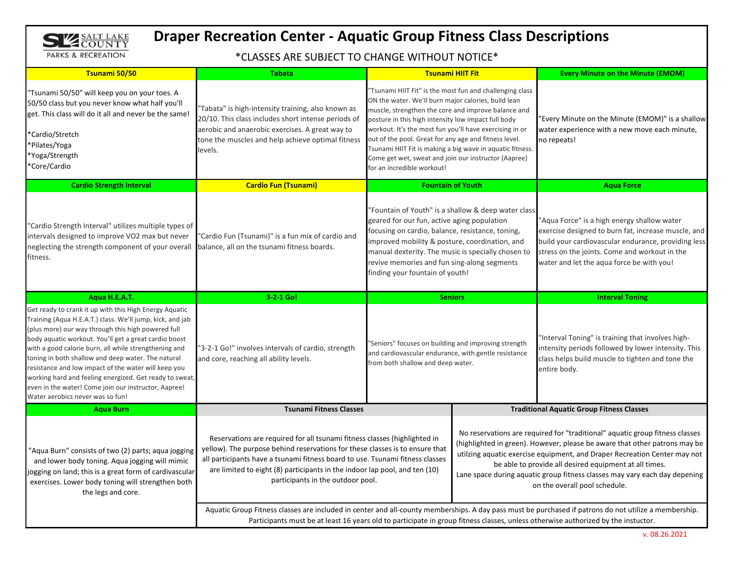# Draper Recreation Center - Aquatic Group Fitness Class Descriptions

*CLASSES ARE SUBJECT TO CHANGE WITHOUT NOTICE*

## Tsunami 50/50

"Tsunami 50/50" will keep you on your toes. A 50/50 class but you never know what half you'll get. This class will do it all and never be the same!

*Cardio/Stretch
*Pilates/Yoga
*Yoga/Strength
*Core/Cardio

## Tabata

"Tabata" is high-intensity training, also known as 20/10. This class includes short intense periods of aerobic and anaerobic exercises. A great way to tone the muscles and help achieve optimal fitness levels.

## Tsunami HIIT Fit

"Tsunami HIIT Fit" is the most fun and challenging class ON the water. We'll burn major calories, build lean muscle, strengthen the core and improve balance and posture in this high intensity low impact full body workout. It's the most fun you'll have exercising in or out of the pool. Great for any age and fitness level. Tsunami HIIT Fit is making a big wave in aquatic fitness. Come get wet, sweat and join our instructor (Aapree) for an incredible workout!

## Every Minute on the Minute (EMOM)

"Every Minute on the Minute (EMOM)" is a shallow water experience with a new move each minute, no repeats!

## Cardio Strength Interval

"Cardio Strength Interval" utilizes multiple types of intervals designed to improve VO2 max but never neglecting the strength component of your overall fitness.

## Cardio Fun (Tsunami)

"Cardio Fun (Tsunami)" is a fun mix of cardio and balance, all on the tsunami fitness boards.

## Fountain of Youth

"Fountain of Youth" is a shallow & deep water class geared for our fun, active aging population focusing on cardio, balance, resistance, toning, improved mobility & posture, coordination, and manual dexterity. The music is specially chosen to revive memories and fun sing-along segments finding your fountain of youth!

## Aqua Force

"Aqua Force" is a high energy shallow water exercise designed to burn fat, increase muscle, and build your cardiovascular endurance, providing less stress on the joints. Come and workout in the water and let the aqua force be with you!

## Aqua H.E.A.T.

Get ready to crank it up with this High Energy Aquatic Training (Aqua H.E.A.T.) class. We'll jump, kick, and jab (plus more) our way through this high powered full body aquatic workout. You'll get a great cardio boost with a good calorie burn, all while strengthening and toning in both shallow and deep water. The natural resistance and low impact of the water will keep you working hard and feeling energized. Get ready to sweat, even in the water! Come join our instructor, Aapree! Water aerobics never was so fun!

## 3-2-1 Go!

"3-2-1 Go!" involves intervals of cardio, strength and core, reaching all ability levels.

## Seniors

"Seniors" focuses on building and improving strength and cardiovascular endurance, with gentle resistance from both shallow and deep water.

## Interval Toning

"Interval Toning" is training that involves high-intensity periods followed by lower intensity. This class helps build muscle to tighten and tone the entire body.

## Aqua Burn

"Aqua Burn" consists of two (2) parts; aqua jogging and lower body toning. Aqua jogging will mimic jogging on land; this is a great form of cardivascular exercises. Lower body toning will strengthen both the legs and core.

## Tsunami Fitness Classes

Reservations are required for all tsunami fitness classes (highlighted in yellow). The purpose behind reservations for these classes is to ensure that all participants have a tsunami fitness board to use. Tsunami fitness classes are limited to eight (8) participants in the indoor lap pool, and ten (10) participants in the outdoor pool.

## Traditional Aquatic Group Fitness Classes

No reservations are required for "traditional" aquatic group fitness classes (highlighted in green). However, please be aware that other patrons may be utilzing aquatic exercise equipment, and Draper Recreation Center may not be able to provide all desired equipment at all times.
Lane space during aquatic group fitness classes may vary each day depening on the overall pool schedule.

Aquatic Group Fitness classes are included in center and all-county memberships. A day pass must be purchased if patrons do not utilize a membership. Participants must be at least 16 years old to participate in group fitness classes, unless otherwise authorized by the instuctor.

v. 08.26.2021